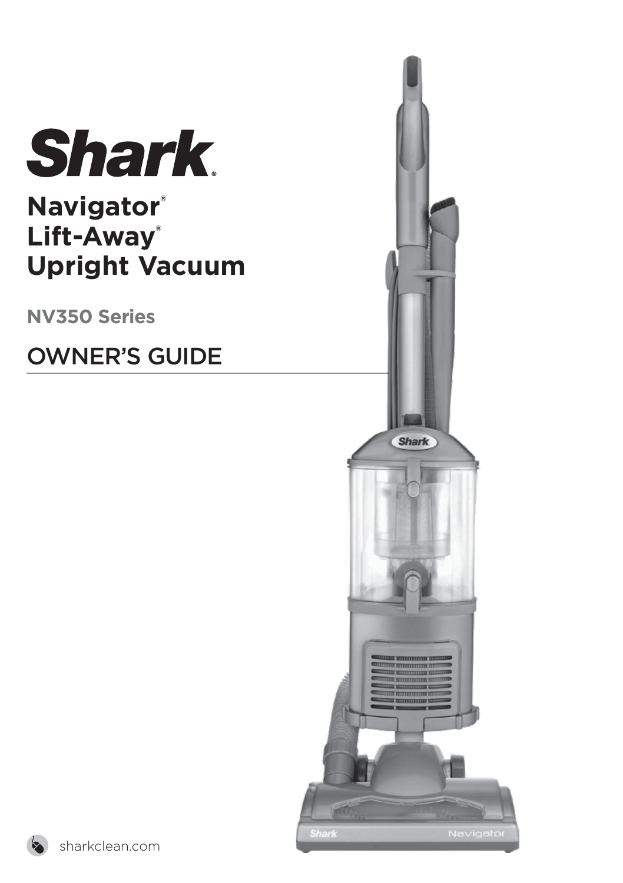# Shark®

## Navigator® Lift-Away® Upright Vacuum

**NV350 Series**

## OWNER'S GUIDE

sharkclean.com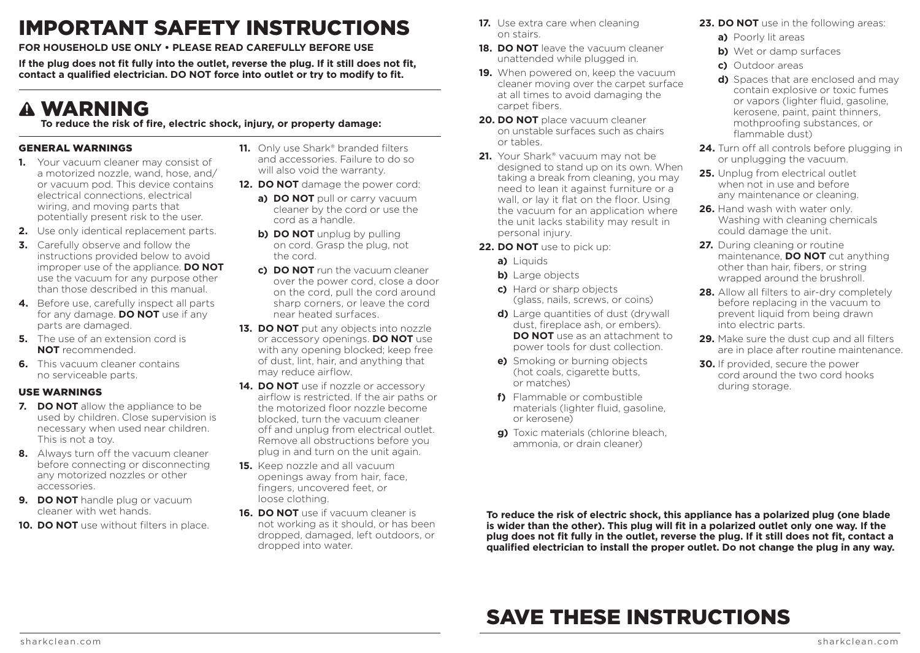# IMPORTANT SAFETY INSTRUCTIONS

**FOR HOUSEHOLD USE ONLY • PLEASE READ CAREFULLY BEFORE USE**

**If the plug does not fit fully into the outlet, reverse the plug. If it still does not fit, contact a qualified electrician. DO NOT force into outlet or try to modify to fit.**

# ⚠ WARNING

**To reduce the risk of fire, electric shock, injury, or property damage:**

### GENERAL WARNINGS

1. Your vacuum cleaner may consist of a motorized nozzle, wand, hose, and/ or vacuum pod. This device contains electrical connections, electrical wiring, and moving parts that potentially present risk to the user.
2. Use only identical replacement parts.
3. Carefully observe and follow the instructions provided below to avoid improper use of the appliance. **DO NOT** use the vacuum for any purpose other than those described in this manual.
4. Before use, carefully inspect all parts for any damage. **DO NOT** use if any parts are damaged.
5. The use of an extension cord is **NOT** recommended.
6. This vacuum cleaner contains no serviceable parts.

### USE WARNINGS

7. **DO NOT** allow the appliance to be used by children. Close supervision is necessary when used near children. This is not a toy.
8. Always turn off the vacuum cleaner before connecting or disconnecting any motorized nozzles or other accessories.
9. **DO NOT** handle plug or vacuum cleaner with wet hands.
10. **DO NOT** use without filters in place.
11. Only use Shark® branded filters and accessories. Failure to do so will also void the warranty.
12. **DO NOT** damage the power cord:
    - **a) DO NOT** pull or carry vacuum cleaner by the cord or use the cord as a handle.
    - **b) DO NOT** unplug by pulling on cord. Grasp the plug, not the cord.
    - **c) DO NOT** run the vacuum cleaner over the power cord, close a door on the cord, pull the cord around sharp corners, or leave the cord near heated surfaces.
13. **DO NOT** put any objects into nozzle or accessory openings. **DO NOT** use with any opening blocked; keep free of dust, lint, hair, and anything that may reduce airflow.
14. **DO NOT** use if nozzle or accessory airflow is restricted. If the air paths or the motorized floor nozzle become blocked, turn the vacuum cleaner off and unplug from electrical outlet. Remove all obstructions before you plug in and turn on the unit again.
15. Keep nozzle and all vacuum openings away from hair, face, fingers, uncovered feet, or loose clothing.
16. **DO NOT** use if vacuum cleaner is not working as it should, or has been dropped, damaged, left outdoors, or dropped into water.
17. Use extra care when cleaning on stairs.
18. **DO NOT** leave the vacuum cleaner unattended while plugged in.
19. When powered on, keep the vacuum cleaner moving over the carpet surface at all times to avoid damaging the carpet fibers.
20. **DO NOT** place vacuum cleaner on unstable surfaces such as chairs or tables.
21. Your Shark® vacuum may not be designed to stand up on its own. When taking a break from cleaning, you may need to lean it against furniture or a wall, or lay it flat on the floor. Using the vacuum for an application where the unit lacks stability may result in personal injury.
22. **DO NOT** use to pick up:
    - **a)** Liquids
    - **b)** Large objects
    - **c)** Hard or sharp objects (glass, nails, screws, or coins)
    - **d)** Large quantities of dust (drywall dust, fireplace ash, or embers). **DO NOT** use as an attachment to power tools for dust collection.
    - **e)** Smoking or burning objects (hot coals, cigarette butts, or matches)
    - **f)** Flammable or combustible materials (lighter fluid, gasoline, or kerosene)
    - **g)** Toxic materials (chlorine bleach, ammonia, or drain cleaner)
23. **DO NOT** use in the following areas:
    - **a)** Poorly lit areas
    - **b)** Wet or damp surfaces
    - **c)** Outdoor areas
    - **d)** Spaces that are enclosed and may contain explosive or toxic fumes or vapors (lighter fluid, gasoline, kerosene, paint, paint thinners, mothproofing substances, or flammable dust)
24. Turn off all controls before plugging in or unplugging the vacuum.
25. Unplug from electrical outlet when not in use and before any maintenance or cleaning.
26. Hand wash with water only. Washing with cleaning chemicals could damage the unit.
27. During cleaning or routine maintenance, **DO NOT** cut anything other than hair, fibers, or string wrapped around the brushroll.
28. Allow all filters to air-dry completely before replacing in the vacuum to prevent liquid from being drawn into electric parts.
29. Make sure the dust cup and all filters are in place after routine maintenance.
30. If provided, secure the power cord around the two cord hooks during storage.

**To reduce the risk of electric shock, this appliance has a polarized plug (one blade is wider than the other). This plug will fit in a polarized outlet only one way. If the plug does not fit fully in the outlet, reverse the plug. If it still does not fit, contact a qualified electrician to install the proper outlet. Do not change the plug in any way.**

# SAVE THESE INSTRUCTIONS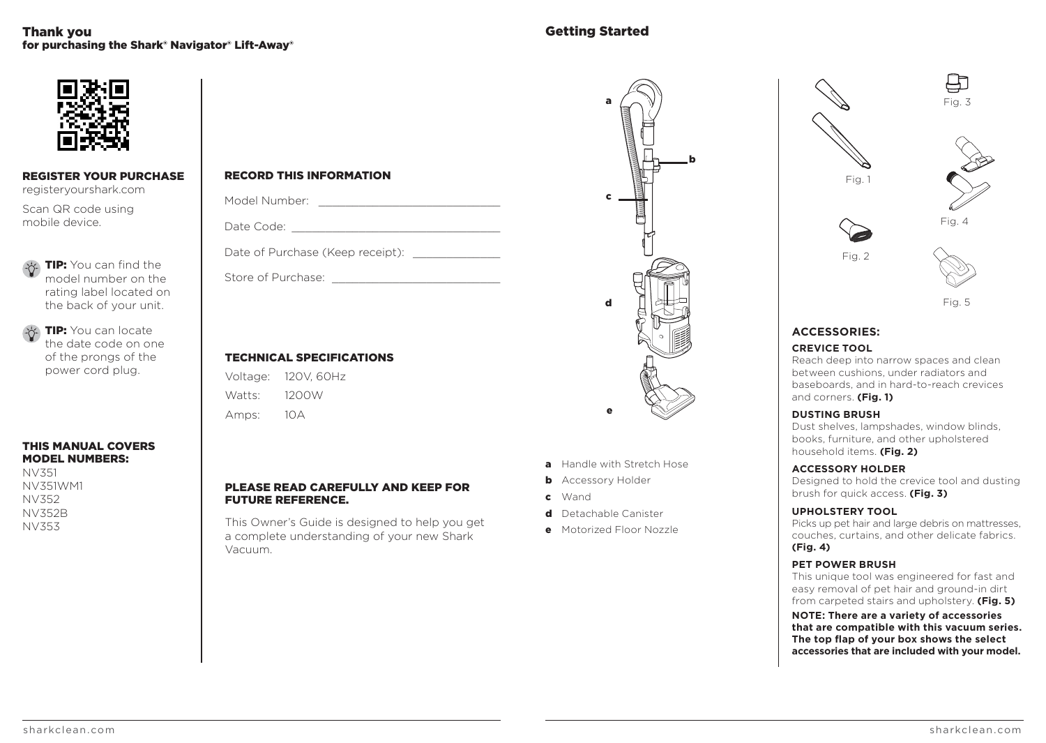# Thank you
## for purchasing the Shark® Navigator® Lift-Away®

### REGISTER YOUR PURCHASE

registeryourshark.com

Scan QR code using mobile device.

**TIP:** You can find the model number on the rating label located on the back of your unit.

**TIP:** You can locate the date code on one of the prongs of the power cord plug.

### THIS MANUAL COVERS MODEL NUMBERS:

NV351
NV351WM1
NV352
NV352B
NV353

### RECORD THIS INFORMATION

Model Number: ___________________________

Date Code: ______________________________

Date of Purchase (Keep receipt): _____________

Store of Purchase: _________________________

### TECHNICAL SPECIFICATIONS

| | |
|---|---|
| Voltage: | 120V, 60Hz |
| Watts: | 1200W |
| Amps: | 10A |

### PLEASE READ CAREFULLY AND KEEP FOR FUTURE REFERENCE.

This Owner's Guide is designed to help you get a complete understanding of your new Shark Vacuum.

# Getting Started

- **a** Handle with Stretch Hose
- **b** Accessory Holder
- **c** Wand
- **d** Detachable Canister
- **e** Motorized Floor Nozzle

Fig. 1

Fig. 2

Fig. 3

Fig. 4

Fig. 5

### ACCESSORIES:

**CREVICE TOOL**

Reach deep into narrow spaces and clean between cushions, under radiators and baseboards, and in hard-to-reach crevices and corners. **(Fig. 1)**

**DUSTING BRUSH**

Dust shelves, lampshades, window blinds, books, furniture, and other upholstered household items. **(Fig. 2)**

**ACCESSORY HOLDER**

Designed to hold the crevice tool and dusting brush for quick access. **(Fig. 3)**

**UPHOLSTERY TOOL**

Picks up pet hair and large debris on mattresses, couches, curtains, and other delicate fabrics. **(Fig. 4)**

**PET POWER BRUSH**

This unique tool was engineered for fast and easy removal of pet hair and ground-in dirt from carpeted stairs and upholstery. **(Fig. 5)**

**NOTE: There are a variety of accessories that are compatible with this vacuum series. The top flap of your box shows the select accessories that are included with your model.**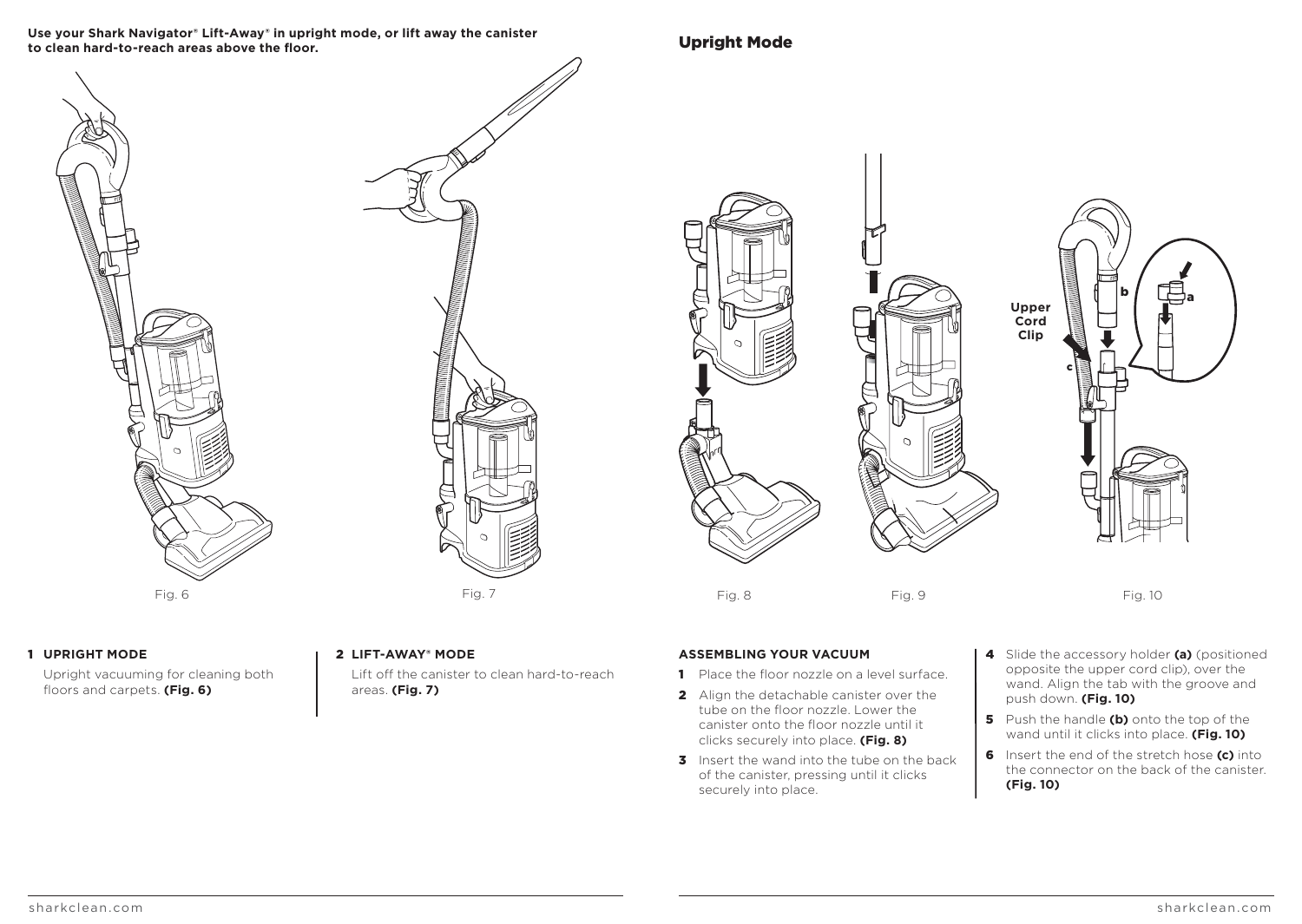**Use your Shark Navigator® Lift-Away® in upright mode, or lift away the canister to clean hard-to-reach areas above the floor.**

Fig. 6

Fig. 7

**1 UPRIGHT MODE**

Upright vacuuming for cleaning both floors and carpets. **(Fig. 6)**

**2 LIFT-AWAY® MODE**

Lift off the canister to clean hard-to-reach areas. **(Fig. 7)**

## Upright Mode

Upper Cord Clip

Fig. 8

Fig. 9

Fig. 10

**ASSEMBLING YOUR VACUUM**

1. Place the floor nozzle on a level surface.
2. Align the detachable canister over the tube on the floor nozzle. Lower the canister onto the floor nozzle until it clicks securely into place. **(Fig. 8)**
3. Insert the wand into the tube on the back of the canister, pressing until it clicks securely into place.
4. Slide the accessory holder **(a)** (positioned opposite the upper cord clip), over the wand. Align the tab with the groove and push down. **(Fig. 10)**
5. Push the handle **(b)** onto the top of the wand until it clicks into place. **(Fig. 10)**
6. Insert the end of the stretch hose **(c)** into the connector on the back of the canister. **(Fig. 10)**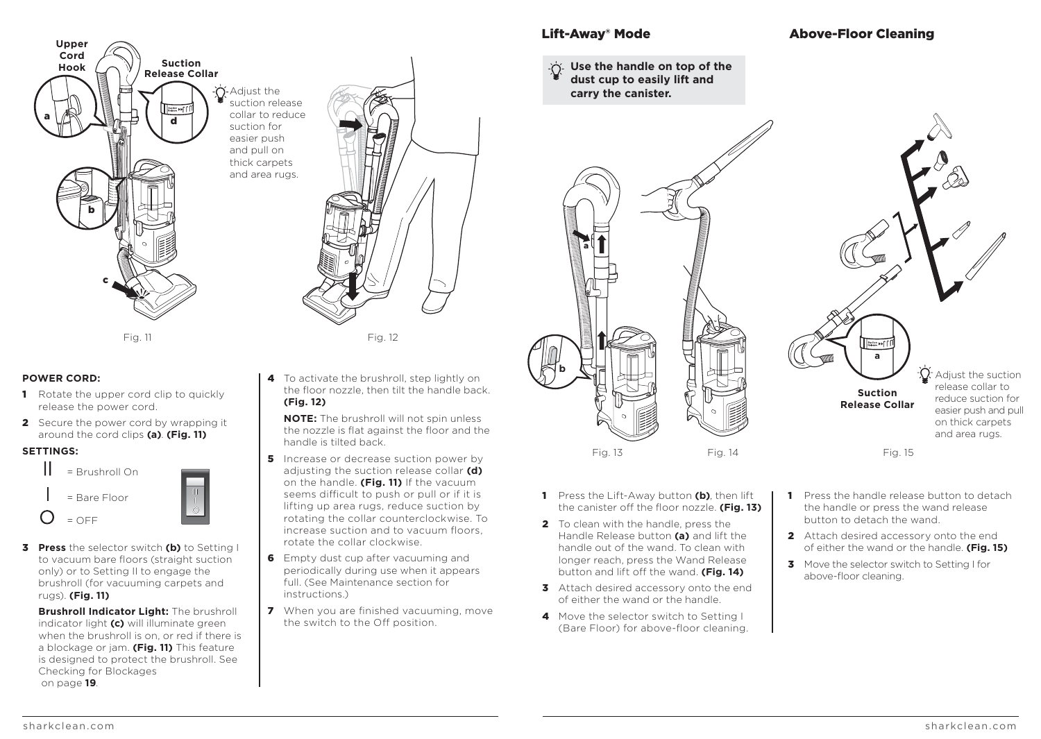Upper Cord Hook

Suction Release Collar

Adjust the suction release collar to reduce suction for easier push and pull on thick carpets and area rugs.

Fig. 11

Fig. 12

**POWER CORD:**

**1** Rotate the upper cord clip to quickly release the power cord.

**2** Secure the power cord by wrapping it around the cord clips **(a)**. **(Fig. 11)**

**SETTINGS:**

II = Brushroll On

I = Bare Floor

O = OFF

**3** **Press** the selector switch **(b)** to Setting I to vacuum bare floors (straight suction only) or to Setting II to engage the brushroll (for vacuuming carpets and rugs). **(Fig. 11)**

**Brushroll Indicator Light:** The brushroll indicator light **(c)** will illuminate green when the brushroll is on, or red if there is a blockage or jam. **(Fig. 11)** This feature is designed to protect the brushroll. See Checking for Blockages on page **19**.

**4** To activate the brushroll, step lightly on the floor nozzle, then tilt the handle back. **(Fig. 12)**

**NOTE:** The brushroll will not spin unless the nozzle is flat against the floor and the handle is tilted back.

**5** Increase or decrease suction power by adjusting the suction release collar **(d)** on the handle. **(Fig. 11)** If the vacuum seems difficult to push or pull or if it is lifting up area rugs, reduce suction by rotating the collar counterclockwise. To increase suction and to vacuum floors, rotate the collar clockwise.

**6** Empty dust cup after vacuuming and periodically during use when it appears full. (See Maintenance section for instructions.)

**7** When you are finished vacuuming, move the switch to the Off position.

## Lift-Away® Mode

**Use the handle on top of the dust cup to easily lift and carry the canister.**

Fig. 13

Fig. 14

**1** Press the Lift-Away button **(b)**, then lift the canister off the floor nozzle. **(Fig. 13)**

**2** To clean with the handle, press the Handle Release button **(a)** and lift the handle out of the wand. To clean with longer reach, press the Wand Release button and lift off the wand. **(Fig. 14)**

**3** Attach desired accessory onto the end of either the wand or the handle.

**4** Move the selector switch to Setting I (Bare Floor) for above-floor cleaning.

## Above-Floor Cleaning

Suction Release Collar

Adjust the suction release collar to reduce suction for easier push and pull on thick carpets and area rugs.

Fig. 15

**1** Press the handle release button to detach the handle or press the wand release button to detach the wand.

**2** Attach desired accessory onto the end of either the wand or the handle. **(Fig. 15)**

**3** Move the selector switch to Setting I for above-floor cleaning.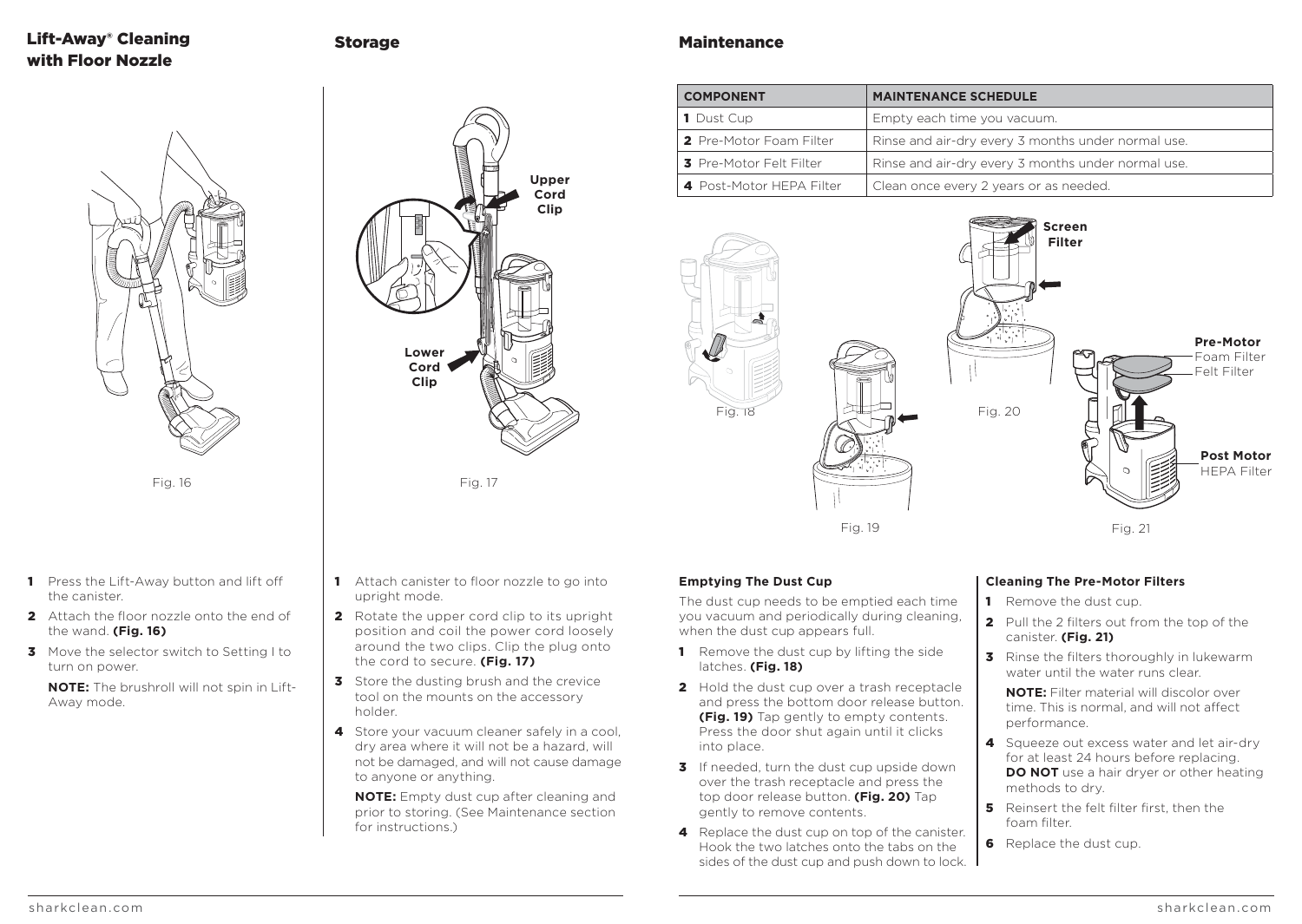## Lift-Away® Cleaning with Floor Nozzle

Fig. 16

1. Press the Lift-Away button and lift off the canister.
2. Attach the floor nozzle onto the end of the wand. **(Fig. 16)**
3. Move the selector switch to Setting I to turn on power.

   **NOTE:** The brushroll will not spin in Lift-Away mode.

## Storage

Upper Cord Clip

Lower Cord Clip

Fig. 17

1. Attach canister to floor nozzle to go into upright mode.
2. Rotate the upper cord clip to its upright position and coil the power cord loosely around the two clips. Clip the plug onto the cord to secure. **(Fig. 17)**
3. Store the dusting brush and the crevice tool on the mounts on the accessory holder.
4. Store your vacuum cleaner safely in a cool, dry area where it will not be a hazard, will not be damaged, and will not cause damage to anyone or anything.

   **NOTE:** Empty dust cup after cleaning and prior to storing. (See Maintenance section for instructions.)

## Maintenance

| COMPONENT | MAINTENANCE SCHEDULE |
| --- | --- |
| **1** Dust Cup | Empty each time you vacuum. |
| **2** Pre-Motor Foam Filter | Rinse and air-dry every 3 months under normal use. |
| **3** Pre-Motor Felt Filter | Rinse and air-dry every 3 months under normal use. |
| **4** Post-Motor HEPA Filter | Clean once every 2 years or as needed. |

Fig. 18

Fig. 19

Screen Filter

Fig. 20

**Pre-Motor** Foam Filter Felt Filter

**Post Motor** HEPA Filter

Fig. 21

### Emptying The Dust Cup

The dust cup needs to be emptied each time you vacuum and periodically during cleaning, when the dust cup appears full.

1. Remove the dust cup by lifting the side latches. **(Fig. 18)**
2. Hold the dust cup over a trash receptacle and press the bottom door release button. **(Fig. 19)** Tap gently to empty contents. Press the door shut again until it clicks into place.
3. If needed, turn the dust cup upside down over the trash receptacle and press the top door release button. **(Fig. 20)** Tap gently to remove contents.
4. Replace the dust cup on top of the canister. Hook the two latches onto the tabs on the sides of the dust cup and push down to lock.

### Cleaning The Pre-Motor Filters

1. Remove the dust cup.
2. Pull the 2 filters out from the top of the canister. **(Fig. 21)**
3. Rinse the filters thoroughly in lukewarm water until the water runs clear.

   **NOTE:** Filter material will discolor over time. This is normal, and will not affect performance.
4. Squeeze out excess water and let air-dry for at least 24 hours before replacing. **DO NOT** use a hair dryer or other heating methods to dry.
5. Reinsert the felt filter first, then the foam filter.
6. Replace the dust cup.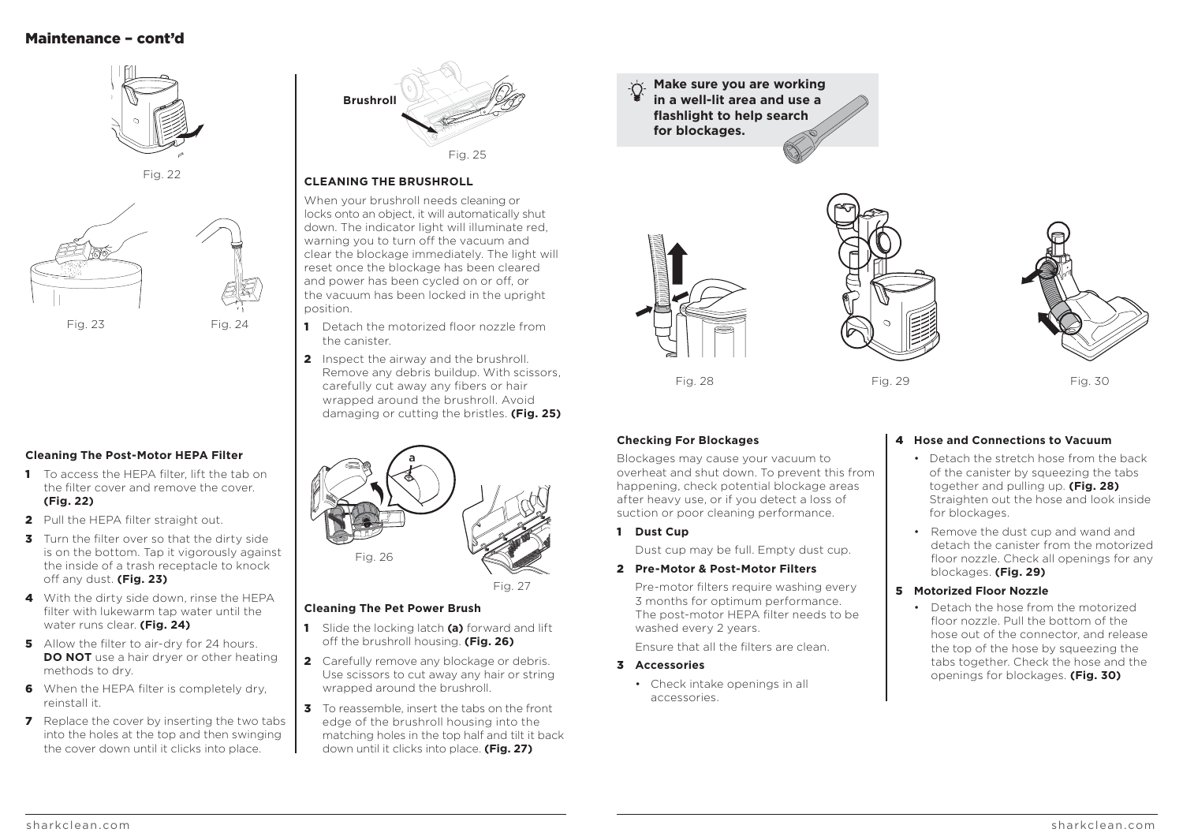## Maintenance – cont'd

Fig. 22

Fig. 23

Fig. 24

### Cleaning The Post-Motor HEPA Filter

1. To access the HEPA filter, lift the tab on the filter cover and remove the cover. **(Fig. 22)**
2. Pull the HEPA filter straight out.
3. Turn the filter over so that the dirty side is on the bottom. Tap it vigorously against the inside of a trash receptacle to knock off any dust. **(Fig. 23)**
4. With the dirty side down, rinse the HEPA filter with lukewarm tap water until the water runs clear. **(Fig. 24)**
5. Allow the filter to air-dry for 24 hours. **DO NOT** use a hair dryer or other heating methods to dry.
6. When the HEPA filter is completely dry, reinstall it.
7. Replace the cover by inserting the two tabs into the holes at the top and then swinging the cover down until it clicks into place.

Brushroll

Fig. 25

### CLEANING THE BRUSHROLL

When your brushroll needs cleaning or locks onto an object, it will automatically shut down. The indicator light will illuminate red, warning you to turn off the vacuum and clear the blockage immediately. The light will reset once the blockage has been cleared and power has been cycled on or off, or the vacuum has been locked in the upright position.

1. Detach the motorized floor nozzle from the canister.
2. Inspect the airway and the brushroll. Remove any debris buildup. With scissors, carefully cut away any fibers or hair wrapped around the brushroll. Avoid damaging or cutting the bristles. **(Fig. 25)**

Fig. 26

Fig. 27

### Cleaning The Pet Power Brush

1. Slide the locking latch **(a)** forward and lift off the brushroll housing. **(Fig. 26)**
2. Carefully remove any blockage or debris. Use scissors to cut away any hair or string wrapped around the brushroll.
3. To reassemble, insert the tabs on the front edge of the brushroll housing into the matching holes in the top half and tilt it back down until it clicks into place. **(Fig. 27)**

**Make sure you are working in a well-lit area and use a flashlight to help search for blockages.**

Fig. 28

Fig. 29

Fig. 30

### Checking For Blockages

Blockages may cause your vacuum to overheat and shut down. To prevent this from happening, check potential blockage areas after heavy use, or if you detect a loss of suction or poor cleaning performance.

1. **Dust Cup**

   Dust cup may be full. Empty dust cup.

2. **Pre-Motor & Post-Motor Filters**

   Pre-motor filters require washing every 3 months for optimum performance. The post-motor HEPA filter needs to be washed every 2 years.

   Ensure that all the filters are clean.

3. **Accessories**
   - Check intake openings in all accessories.

4. **Hose and Connections to Vacuum**
   - Detach the stretch hose from the back of the canister by squeezing the tabs together and pulling up. **(Fig. 28)** Straighten out the hose and look inside for blockages.
   - Remove the dust cup and wand and detach the canister from the motorized floor nozzle. Check all openings for any blockages. **(Fig. 29)**

5. **Motorized Floor Nozzle**
   - Detach the hose from the motorized floor nozzle. Pull the bottom of the hose out of the connector, and release the top of the hose by squeezing the tabs together. Check the hose and the openings for blockages. **(Fig. 30)**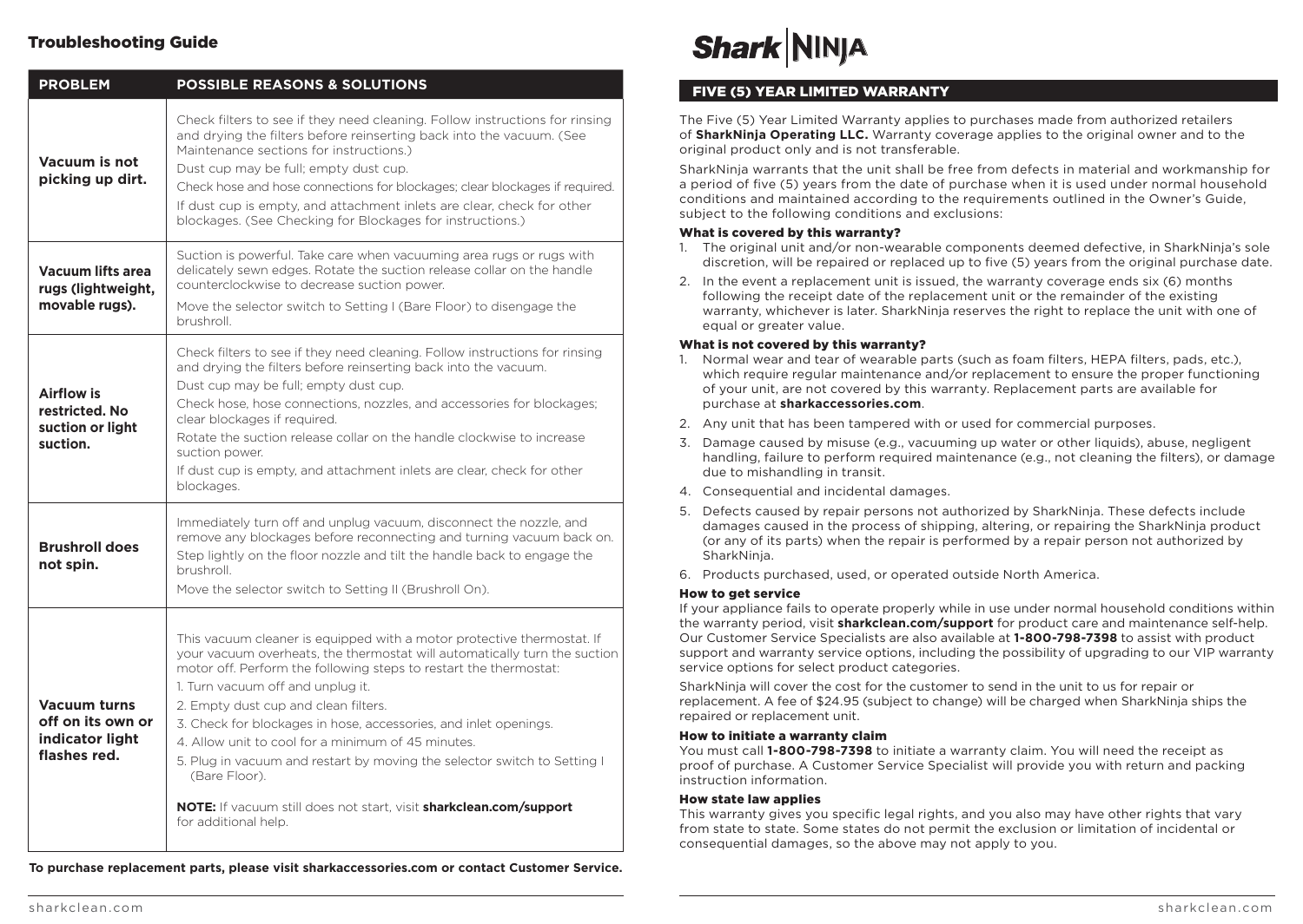## Troubleshooting Guide

| PROBLEM | POSSIBLE REASONS & SOLUTIONS |
|---|---|
| **Vacuum is not picking up dirt.** | Check filters to see if they need cleaning. Follow instructions for rinsing and drying the filters before reinserting back into the vacuum. (See Maintenance sections for instructions.)<br>Dust cup may be full; empty dust cup.<br>Check hose and hose connections for blockages; clear blockages if required.<br>If dust cup is empty, and attachment inlets are clear, check for other blockages. (See Checking for Blockages for instructions.) |
| **Vacuum lifts area rugs (lightweight, movable rugs).** | Suction is powerful. Take care when vacuuming area rugs or rugs with delicately sewn edges. Rotate the suction release collar on the handle counterclockwise to decrease suction power.<br>Move the selector switch to Setting I (Bare Floor) to disengage the brushroll. |
| **Airflow is restricted. No suction or light suction.** | Check filters to see if they need cleaning. Follow instructions for rinsing and drying the filters before reinserting back into the vacuum.<br>Dust cup may be full; empty dust cup.<br>Check hose, hose connections, nozzles, and accessories for blockages; clear blockages if required.<br>Rotate the suction release collar on the handle clockwise to increase suction power.<br>If dust cup is empty, and attachment inlets are clear, check for other blockages. |
| **Brushroll does not spin.** | Immediately turn off and unplug vacuum, disconnect the nozzle, and remove any blockages before reconnecting and turning vacuum back on.<br>Step lightly on the floor nozzle and tilt the handle back to engage the brushroll.<br>Move the selector switch to Setting II (Brushroll On). |
| **Vacuum turns off on its own or indicator light flashes red.** | This vacuum cleaner is equipped with a motor protective thermostat. If your vacuum overheats, the thermostat will automatically turn the suction motor off. Perform the following steps to restart the thermostat:<br>1. Turn vacuum off and unplug it.<br>2. Empty dust cup and clean filters.<br>3. Check for blockages in hose, accessories, and inlet openings.<br>4. Allow unit to cool for a minimum of 45 minutes.<br>5. Plug in vacuum and restart by moving the selector switch to Setting I (Bare Floor).<br>**NOTE:** If vacuum still does not start, visit **sharkclean.com/support** for additional help. |

**To purchase replacement parts, please visit sharkaccessories.com or contact Customer Service.**

## FIVE (5) YEAR LIMITED WARRANTY

The Five (5) Year Limited Warranty applies to purchases made from authorized retailers of **SharkNinja Operating LLC.** Warranty coverage applies to the original owner and to the original product only and is not transferable.

SharkNinja warrants that the unit shall be free from defects in material and workmanship for a period of five (5) years from the date of purchase when it is used under normal household conditions and maintained according to the requirements outlined in the Owner's Guide, subject to the following conditions and exclusions:

### What is covered by this warranty?

1. The original unit and/or non-wearable components deemed defective, in SharkNinja's sole discretion, will be repaired or replaced up to five (5) years from the original purchase date.
2. In the event a replacement unit is issued, the warranty coverage ends six (6) months following the receipt date of the replacement unit or the remainder of the existing warranty, whichever is later. SharkNinja reserves the right to replace the unit with one of equal or greater value.

### What is not covered by this warranty?

1. Normal wear and tear of wearable parts (such as foam filters, HEPA filters, pads, etc.), which require regular maintenance and/or replacement to ensure the proper functioning of your unit, are not covered by this warranty. Replacement parts are available for purchase at **sharkaccessories.com**.
2. Any unit that has been tampered with or used for commercial purposes.
3. Damage caused by misuse (e.g., vacuuming up water or other liquids), abuse, negligent handling, failure to perform required maintenance (e.g., not cleaning the filters), or damage due to mishandling in transit.
4. Consequential and incidental damages.
5. Defects caused by repair persons not authorized by SharkNinja. These defects include damages caused in the process of shipping, altering, or repairing the SharkNinja product (or any of its parts) when the repair is performed by a repair person not authorized by SharkNinja.
6. Products purchased, used, or operated outside North America.

### How to get service

If your appliance fails to operate properly while in use under normal household conditions within the warranty period, visit **sharkclean.com/support** for product care and maintenance self-help. Our Customer Service Specialists are also available at **1-800-798-7398** to assist with product support and warranty service options, including the possibility of upgrading to our VIP warranty service options for select product categories.

SharkNinja will cover the cost for the customer to send in the unit to us for repair or replacement. A fee of $24.95 (subject to change) will be charged when SharkNinja ships the repaired or replacement unit.

### How to initiate a warranty claim

You must call **1-800-798-7398** to initiate a warranty claim. You will need the receipt as proof of purchase. A Customer Service Specialist will provide you with return and packing instruction information.

### How state law applies

This warranty gives you specific legal rights, and you also may have other rights that vary from state to state. Some states do not permit the exclusion or limitation of incidental or consequential damages, so the above may not apply to you.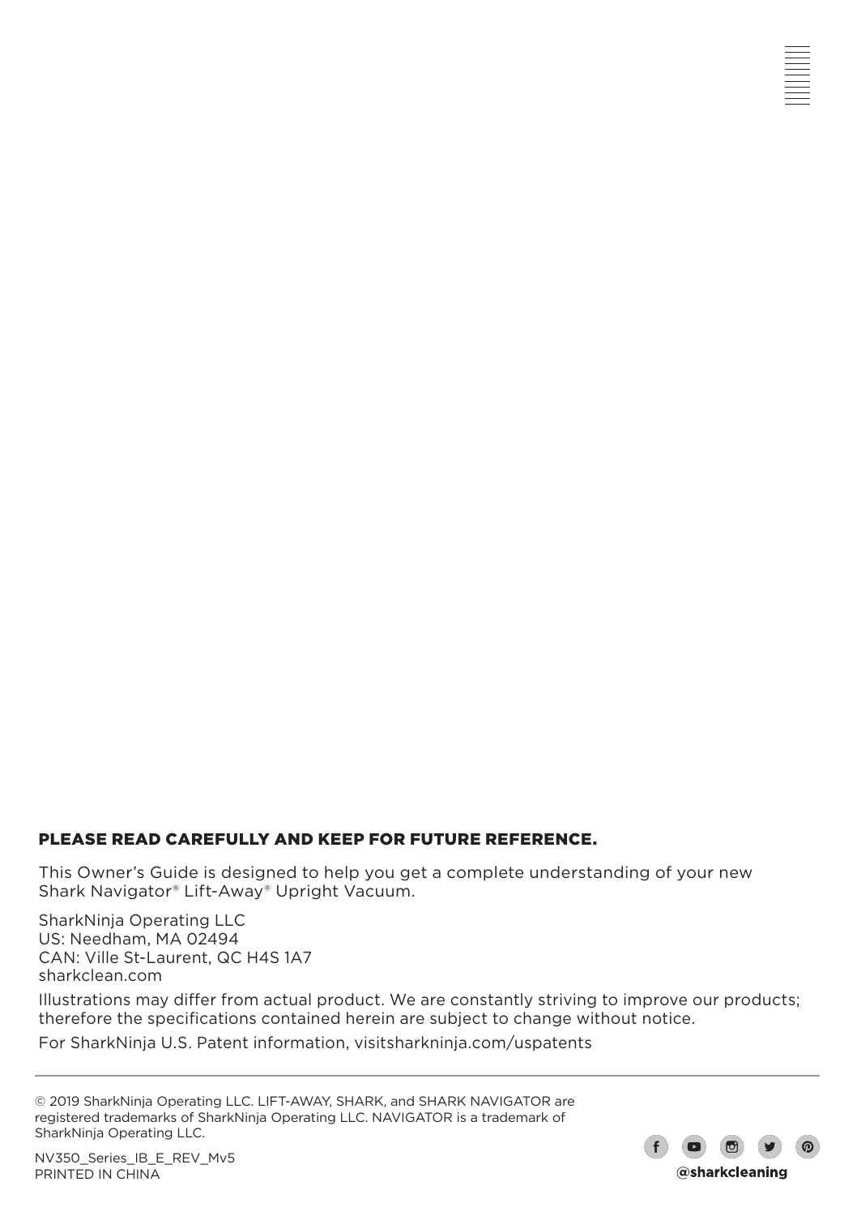**PLEASE READ CAREFULLY AND KEEP FOR FUTURE REFERENCE.**

This Owner's Guide is designed to help you get a complete understanding of your new Shark Navigator® Lift-Away® Upright Vacuum.

SharkNinja Operating LLC
US: Needham, MA 02494
CAN: Ville St-Laurent, QC H4S 1A7
sharkclean.com

Illustrations may differ from actual product. We are constantly striving to improve our products; therefore the specifications contained herein are subject to change without notice.

For SharkNinja U.S. Patent information, visitsharkninja.com/uspatents

© 2019 SharkNinja Operating LLC. LIFT-AWAY, SHARK, and SHARK NAVIGATOR are registered trademarks of SharkNinja Operating LLC. NAVIGATOR is a trademark of SharkNinja Operating LLC.

NV350_Series_IB_E_REV_Mv5
PRINTED IN CHINA

**@sharkcleaning**